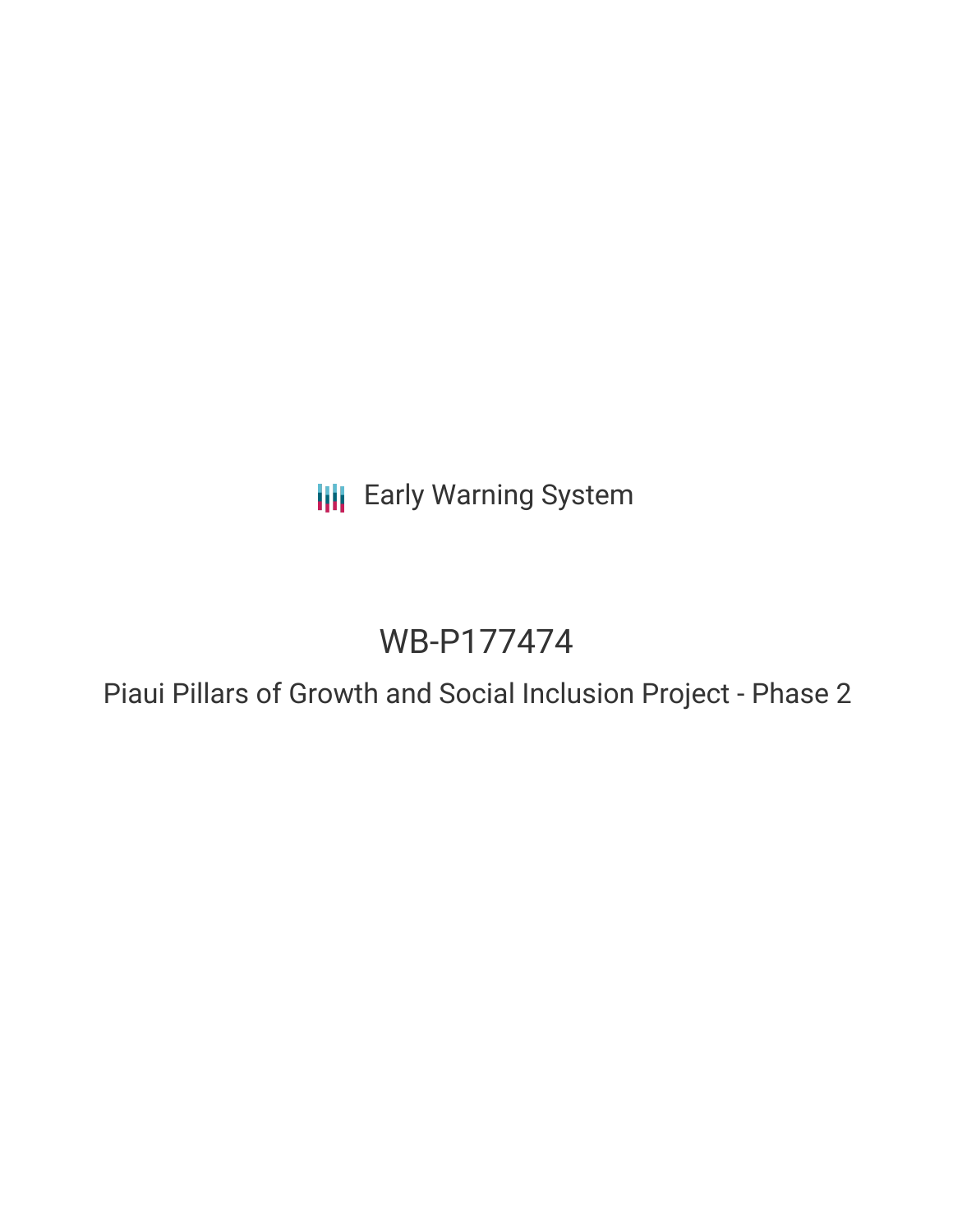Early Warning System

# WB-P177474

## Piaui Pillars of Growth and Social Inclusion Project - Phase 2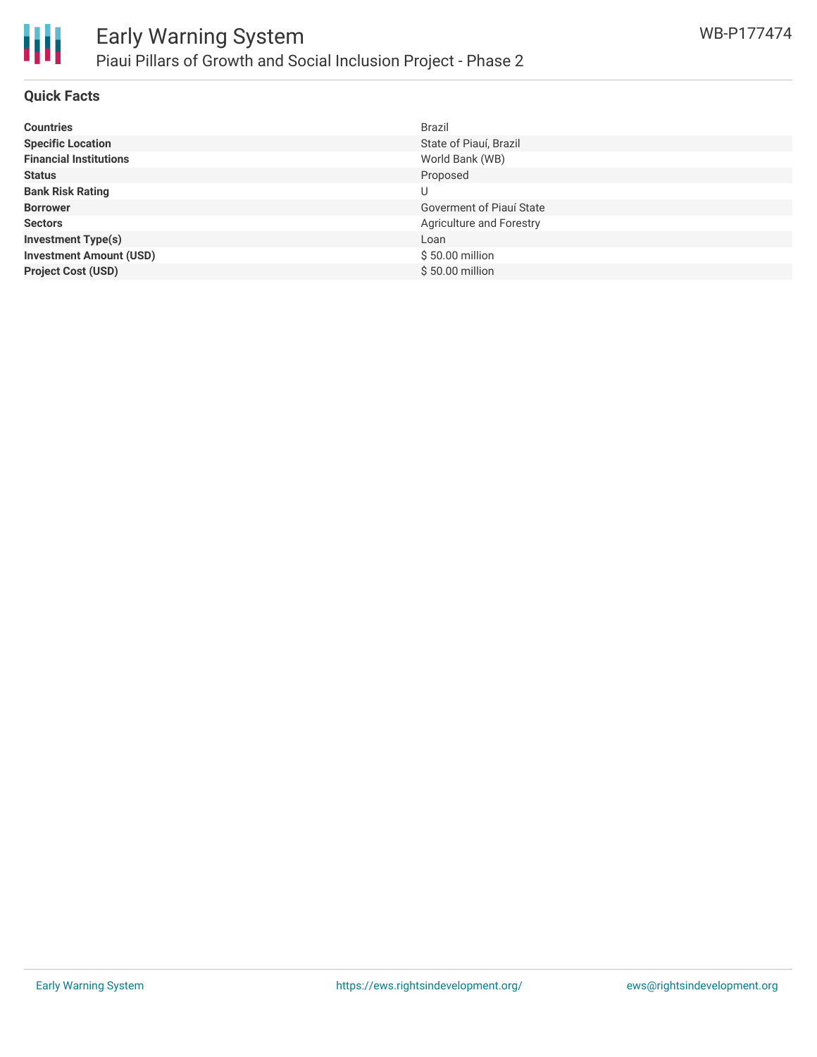## Quick Facts

| | |
|---|---|
| **Countries** | Brazil |
| **Specific Location** | State of Piauí, Brazil |
| **Financial Institutions** | World Bank (WB) |
| **Status** | Proposed |
| **Bank Risk Rating** | U |
| **Borrower** | Goverment of Piauí State |
| **Sectors** | Agriculture and Forestry |
| **Investment Type(s)** | Loan |
| **Investment Amount (USD)** | $ 50.00 million |
| **Project Cost (USD)** | $ 50.00 million |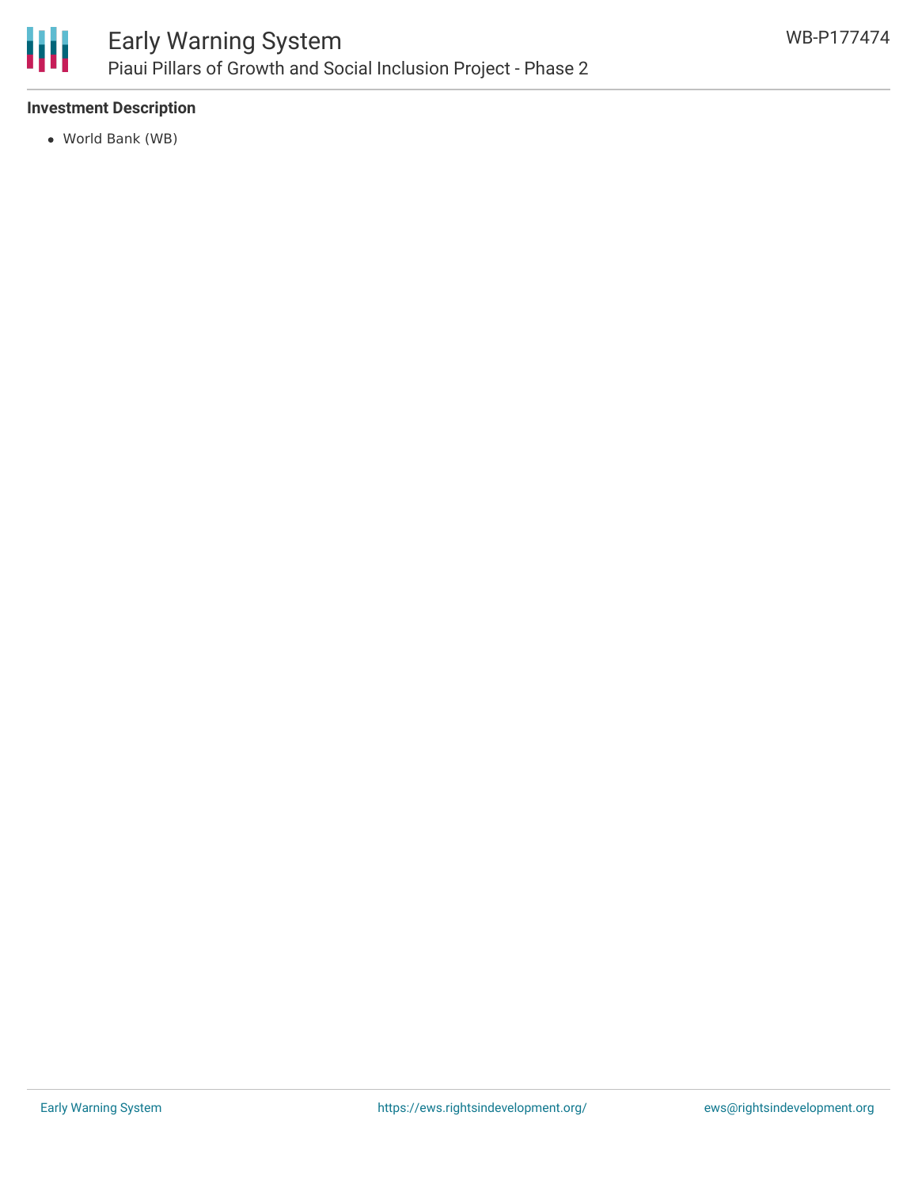**Investment Description**

- World Bank (WB)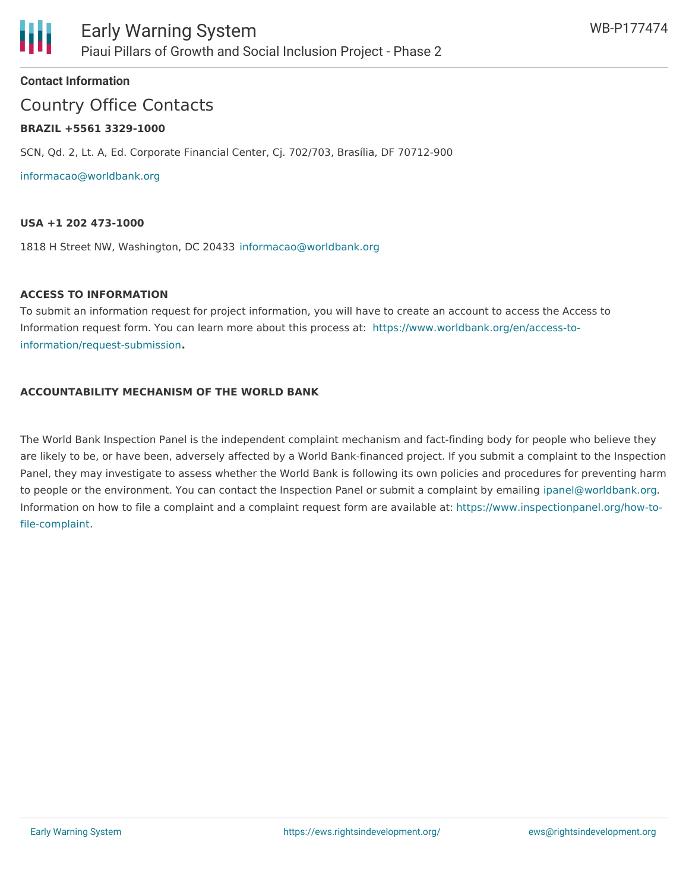**Contact Information**

## Country Office Contacts

**BRAZIL +5561 3329-1000**

SCN, Qd. 2, Lt. A, Ed. Corporate Financial Center, Cj. 702/703, Brasília, DF 70712-900

informacao@worldbank.org

**USA +1 202 473-1000**

1818 H Street NW, Washington, DC 20433 informacao@worldbank.org

**ACCESS TO INFORMATION**

To submit an information request for project information, you will have to create an account to access the Access to Information request form. You can learn more about this process at: https://www.worldbank.org/en/access-to-information/request-submission**.**

**ACCOUNTABILITY MECHANISM OF THE WORLD BANK**

The World Bank Inspection Panel is the independent complaint mechanism and fact-finding body for people who believe they are likely to be, or have been, adversely affected by a World Bank-financed project. If you submit a complaint to the Inspection Panel, they may investigate to assess whether the World Bank is following its own policies and procedures for preventing harm to people or the environment. You can contact the Inspection Panel or submit a complaint by emailing ipanel@worldbank.org. Information on how to file a complaint and a complaint request form are available at: https://www.inspectionpanel.org/how-to-file-complaint.